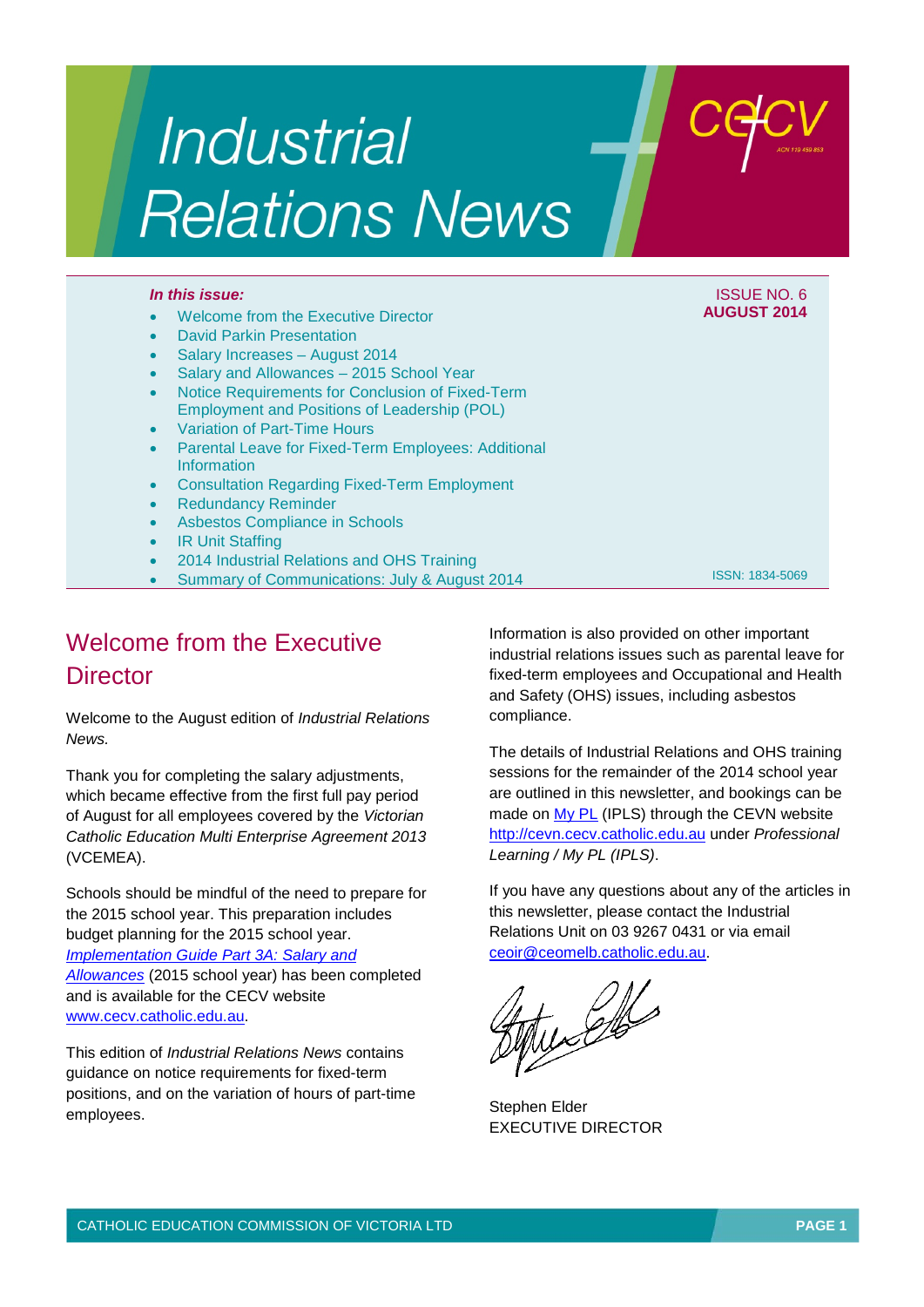# Industrial Relations News

**In this issue:**

- Welcome from the Executive Director
- David Parkin Presentation
- Salary Increases – August 2014
- Salary and Allowances – 2015 School Year
- Notice Requirements for Conclusion of Fixed-Term Employment and Positions of Leadership (POL)
- Variation of Part-Time Hours
- Parental Leave for Fixed-Term Employees: Additional Information
- Consultation Regarding Fixed-Term Employment
- Redundancy Reminder
- Asbestos Compliance in Schools
- IR Unit Staffing
- 2014 Industrial Relations and OHS Training
- Summary of Communications: July & August 2014

ISSUE NO. 6
**AUGUST 2014**

ISSN: 1834-5069

## Welcome from the Executive Director

Welcome to the August edition of *Industrial Relations News.*

Thank you for completing the salary adjustments, which became effective from the first full pay period of August for all employees covered by the *Victorian Catholic Education Multi Enterprise Agreement 2013* (VCEMEA).

Schools should be mindful of the need to prepare for the 2015 school year. This preparation includes budget planning for the 2015 school year. *Implementation Guide Part 3A: Salary and Allowances* (2015 school year) has been completed and is available for the CECV website www.cecv.catholic.edu.au.

This edition of *Industrial Relations News* contains guidance on notice requirements for fixed-term positions, and on the variation of hours of part-time employees.

Information is also provided on other important industrial relations issues such as parental leave for fixed-term employees and Occupational and Health and Safety (OHS) issues, including asbestos compliance.

The details of Industrial Relations and OHS training sessions for the remainder of the 2014 school year are outlined in this newsletter, and bookings can be made on My PL (IPLS) through the CEVN website http://cevn.cecv.catholic.edu.au under *Professional Learning / My PL (IPLS)*.

If you have any questions about any of the articles in this newsletter, please contact the Industrial Relations Unit on 03 9267 0431 or via email ceoir@ceomelb.catholic.edu.au.

Stephen Elder
EXECUTIVE DIRECTOR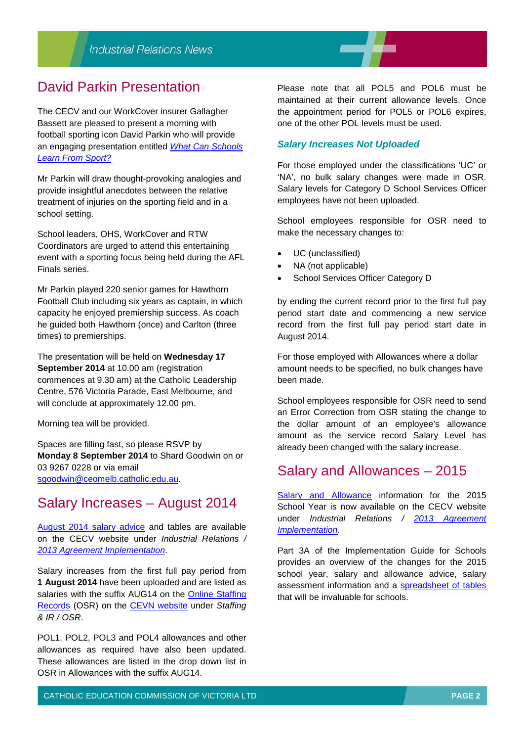## David Parkin Presentation

The CECV and our WorkCover insurer Gallagher Bassett are pleased to present a morning with football sporting icon David Parkin who will provide an engaging presentation entitled *What Can Schools Learn From Sport?*

Mr Parkin will draw thought-provoking analogies and provide insightful anecdotes between the relative treatment of injuries on the sporting field and in a school setting.

School leaders, OHS, WorkCover and RTW Coordinators are urged to attend this entertaining event with a sporting focus being held during the AFL Finals series.

Mr Parkin played 220 senior games for Hawthorn Football Club including six years as captain, in which capacity he enjoyed premiership success. As coach he guided both Hawthorn (once) and Carlton (three times) to premierships.

The presentation will be held on **Wednesday 17 September 2014** at 10.00 am (registration commences at 9.30 am) at the Catholic Leadership Centre, 576 Victoria Parade, East Melbourne, and will conclude at approximately 12.00 pm.

Morning tea will be provided.

Spaces are filling fast, so please RSVP by **Monday 8 September 2014** to Shard Goodwin on or 03 9267 0228 or via email sgoodwin@ceomelb.catholic.edu.au.

## Salary Increases – August 2014

August 2014 salary advice and tables are available on the CECV website under *Industrial Relations / 2013 Agreement Implementation*.

Salary increases from the first full pay period from **1 August 2014** have been uploaded and are listed as salaries with the suffix AUG14 on the Online Staffing Records (OSR) on the CEVN website under *Staffing & IR / OSR*.

POL1, POL2, POL3 and POL4 allowances and other allowances as required have also been updated. These allowances are listed in the drop down list in OSR in Allowances with the suffix AUG14.

Please note that all POL5 and POL6 must be maintained at their current allowance levels. Once the appointment period for POL5 or POL6 expires, one of the other POL levels must be used.

### *Salary Increases Not Uploaded*

For those employed under the classifications 'UC' or 'NA', no bulk salary changes were made in OSR. Salary levels for Category D School Services Officer employees have not been uploaded.

School employees responsible for OSR need to make the necessary changes to:

- UC (unclassified)
- NA (not applicable)
- School Services Officer Category D

by ending the current record prior to the first full pay period start date and commencing a new service record from the first full pay period start date in August 2014.

For those employed with Allowances where a dollar amount needs to be specified, no bulk changes have been made.

School employees responsible for OSR need to send an Error Correction from OSR stating the change to the dollar amount of an employee's allowance amount as the service record Salary Level has already been changed with the salary increase.

## Salary and Allowances – 2015

Salary and Allowance information for the 2015 School Year is now available on the CECV website under *Industrial Relations / 2013 Agreement Implementation*.

Part 3A of the Implementation Guide for Schools provides an overview of the changes for the 2015 school year, salary and allowance advice, salary assessment information and a spreadsheet of tables that will be invaluable for schools.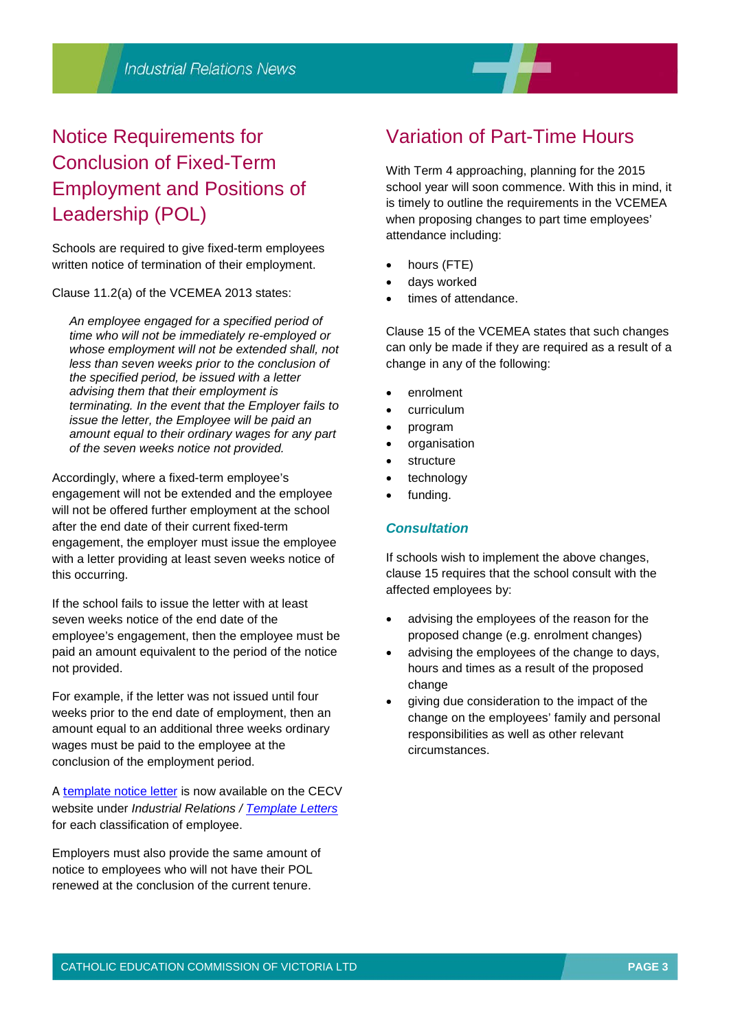## Notice Requirements for Conclusion of Fixed-Term Employment and Positions of Leadership (POL)

Schools are required to give fixed-term employees written notice of termination of their employment.

Clause 11.2(a) of the VCEMEA 2013 states:

> *An employee engaged for a specified period of time who will not be immediately re-employed or whose employment will not be extended shall, not less than seven weeks prior to the conclusion of the specified period, be issued with a letter advising them that their employment is terminating. In the event that the Employer fails to issue the letter, the Employee will be paid an amount equal to their ordinary wages for any part of the seven weeks notice not provided.*

Accordingly, where a fixed-term employee's engagement will not be extended and the employee will not be offered further employment at the school after the end date of their current fixed-term engagement, the employer must issue the employee with a letter providing at least seven weeks notice of this occurring.

If the school fails to issue the letter with at least seven weeks notice of the end date of the employee's engagement, then the employee must be paid an amount equivalent to the period of the notice not provided.

For example, if the letter was not issued until four weeks prior to the end date of employment, then an amount equal to an additional three weeks ordinary wages must be paid to the employee at the conclusion of the employment period.

A template notice letter is now available on the CECV website under *Industrial Relations / Template Letters* for each classification of employee.

Employers must also provide the same amount of notice to employees who will not have their POL renewed at the conclusion of the current tenure.

## Variation of Part-Time Hours

With Term 4 approaching, planning for the 2015 school year will soon commence. With this in mind, it is timely to outline the requirements in the VCEMEA when proposing changes to part time employees' attendance including:

- hours (FTE)
- days worked
- times of attendance.

Clause 15 of the VCEMEA states that such changes can only be made if they are required as a result of a change in any of the following:

- enrolment
- curriculum
- program
- organisation
- structure
- technology
- funding.

### *Consultation*

If schools wish to implement the above changes, clause 15 requires that the school consult with the affected employees by:

- advising the employees of the reason for the proposed change (e.g. enrolment changes)
- advising the employees of the change to days, hours and times as a result of the proposed change
- giving due consideration to the impact of the change on the employees' family and personal responsibilities as well as other relevant circumstances.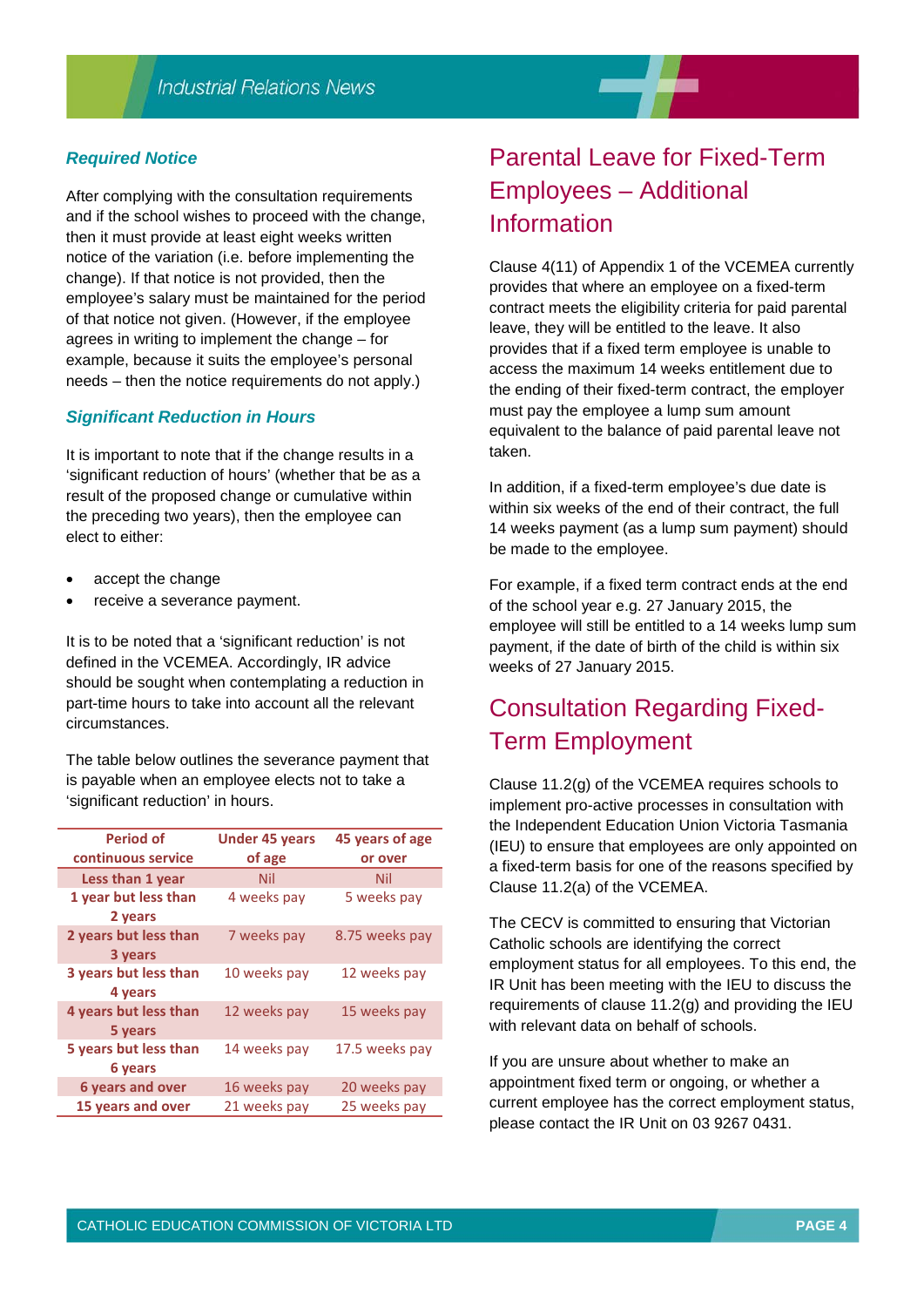### *Required Notice*

After complying with the consultation requirements and if the school wishes to proceed with the change, then it must provide at least eight weeks written notice of the variation (i.e. before implementing the change). If that notice is not provided, then the employee's salary must be maintained for the period of that notice not given. (However, if the employee agrees in writing to implement the change – for example, because it suits the employee's personal needs – then the notice requirements do not apply.)

### *Significant Reduction in Hours*

It is important to note that if the change results in a 'significant reduction of hours' (whether that be as a result of the proposed change or cumulative within the preceding two years), then the employee can elect to either:

- accept the change
- receive a severance payment.

It is to be noted that a 'significant reduction' is not defined in the VCEMEA. Accordingly, IR advice should be sought when contemplating a reduction in part-time hours to take into account all the relevant circumstances.

The table below outlines the severance payment that is payable when an employee elects not to take a 'significant reduction' in hours.

| Period of continuous service | Under 45 years of age | 45 years of age or over |
|---|---|---|
| Less than 1 year | Nil | Nil |
| 1 year but less than 2 years | 4 weeks pay | 5 weeks pay |
| 2 years but less than 3 years | 7 weeks pay | 8.75 weeks pay |
| 3 years but less than 4 years | 10 weeks pay | 12 weeks pay |
| 4 years but less than 5 years | 12 weeks pay | 15 weeks pay |
| 5 years but less than 6 years | 14 weeks pay | 17.5 weeks pay |
| 6 years and over | 16 weeks pay | 20 weeks pay |
| 15 years and over | 21 weeks pay | 25 weeks pay |

## Parental Leave for Fixed-Term Employees – Additional Information

Clause 4(11) of Appendix 1 of the VCEMEA currently provides that where an employee on a fixed-term contract meets the eligibility criteria for paid parental leave, they will be entitled to the leave. It also provides that if a fixed term employee is unable to access the maximum 14 weeks entitlement due to the ending of their fixed-term contract, the employer must pay the employee a lump sum amount equivalent to the balance of paid parental leave not taken.

In addition, if a fixed-term employee's due date is within six weeks of the end of their contract, the full 14 weeks payment (as a lump sum payment) should be made to the employee.

For example, if a fixed term contract ends at the end of the school year e.g. 27 January 2015, the employee will still be entitled to a 14 weeks lump sum payment, if the date of birth of the child is within six weeks of 27 January 2015.

## Consultation Regarding Fixed-Term Employment

Clause 11.2(g) of the VCEMEA requires schools to implement pro-active processes in consultation with the Independent Education Union Victoria Tasmania (IEU) to ensure that employees are only appointed on a fixed-term basis for one of the reasons specified by Clause 11.2(a) of the VCEMEA.

The CECV is committed to ensuring that Victorian Catholic schools are identifying the correct employment status for all employees. To this end, the IR Unit has been meeting with the IEU to discuss the requirements of clause 11.2(g) and providing the IEU with relevant data on behalf of schools.

If you are unsure about whether to make an appointment fixed term or ongoing, or whether a current employee has the correct employment status, please contact the IR Unit on 03 9267 0431.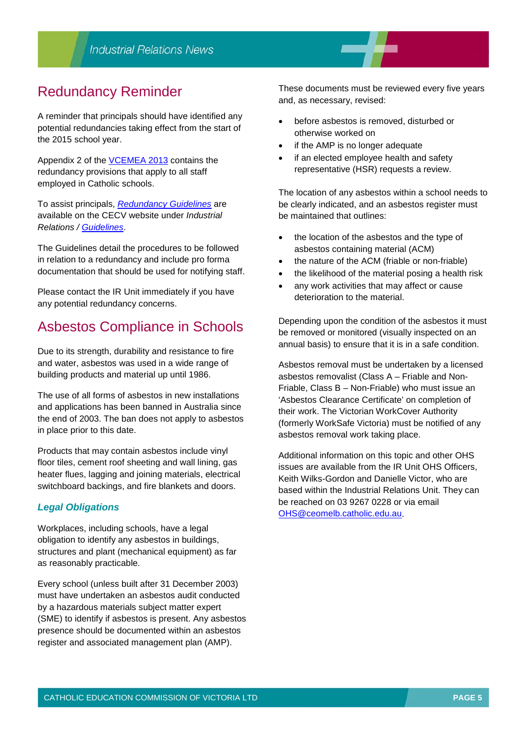## Redundancy Reminder

A reminder that principals should have identified any potential redundancies taking effect from the start of the 2015 school year.

Appendix 2 of the VCEMEA 2013 contains the redundancy provisions that apply to all staff employed in Catholic schools.

To assist principals, *Redundancy Guidelines* are available on the CECV website under *Industrial Relations / Guidelines*.

The Guidelines detail the procedures to be followed in relation to a redundancy and include pro forma documentation that should be used for notifying staff.

Please contact the IR Unit immediately if you have any potential redundancy concerns.

## Asbestos Compliance in Schools

Due to its strength, durability and resistance to fire and water, asbestos was used in a wide range of building products and material up until 1986.

The use of all forms of asbestos in new installations and applications has been banned in Australia since the end of 2003. The ban does not apply to asbestos in place prior to this date.

Products that may contain asbestos include vinyl floor tiles, cement roof sheeting and wall lining, gas heater flues, lagging and joining materials, electrical switchboard backings, and fire blankets and doors.

### *Legal Obligations*

Workplaces, including schools, have a legal obligation to identify any asbestos in buildings, structures and plant (mechanical equipment) as far as reasonably practicable.

Every school (unless built after 31 December 2003) must have undertaken an asbestos audit conducted by a hazardous materials subject matter expert (SME) to identify if asbestos is present. Any asbestos presence should be documented within an asbestos register and associated management plan (AMP).

These documents must be reviewed every five years and, as necessary, revised:

- before asbestos is removed, disturbed or otherwise worked on
- if the AMP is no longer adequate
- if an elected employee health and safety representative (HSR) requests a review.

The location of any asbestos within a school needs to be clearly indicated, and an asbestos register must be maintained that outlines:

- the location of the asbestos and the type of asbestos containing material (ACM)
- the nature of the ACM (friable or non-friable)
- the likelihood of the material posing a health risk
- any work activities that may affect or cause deterioration to the material.

Depending upon the condition of the asbestos it must be removed or monitored (visually inspected on an annual basis) to ensure that it is in a safe condition.

Asbestos removal must be undertaken by a licensed asbestos removalist (Class A – Friable and Non-Friable, Class B – Non-Friable) who must issue an 'Asbestos Clearance Certificate' on completion of their work. The Victorian WorkCover Authority (formerly WorkSafe Victoria) must be notified of any asbestos removal work taking place.

Additional information on this topic and other OHS issues are available from the IR Unit OHS Officers, Keith Wilks-Gordon and Danielle Victor, who are based within the Industrial Relations Unit. They can be reached on 03 9267 0228 or via email OHS@ceomelb.catholic.edu.au.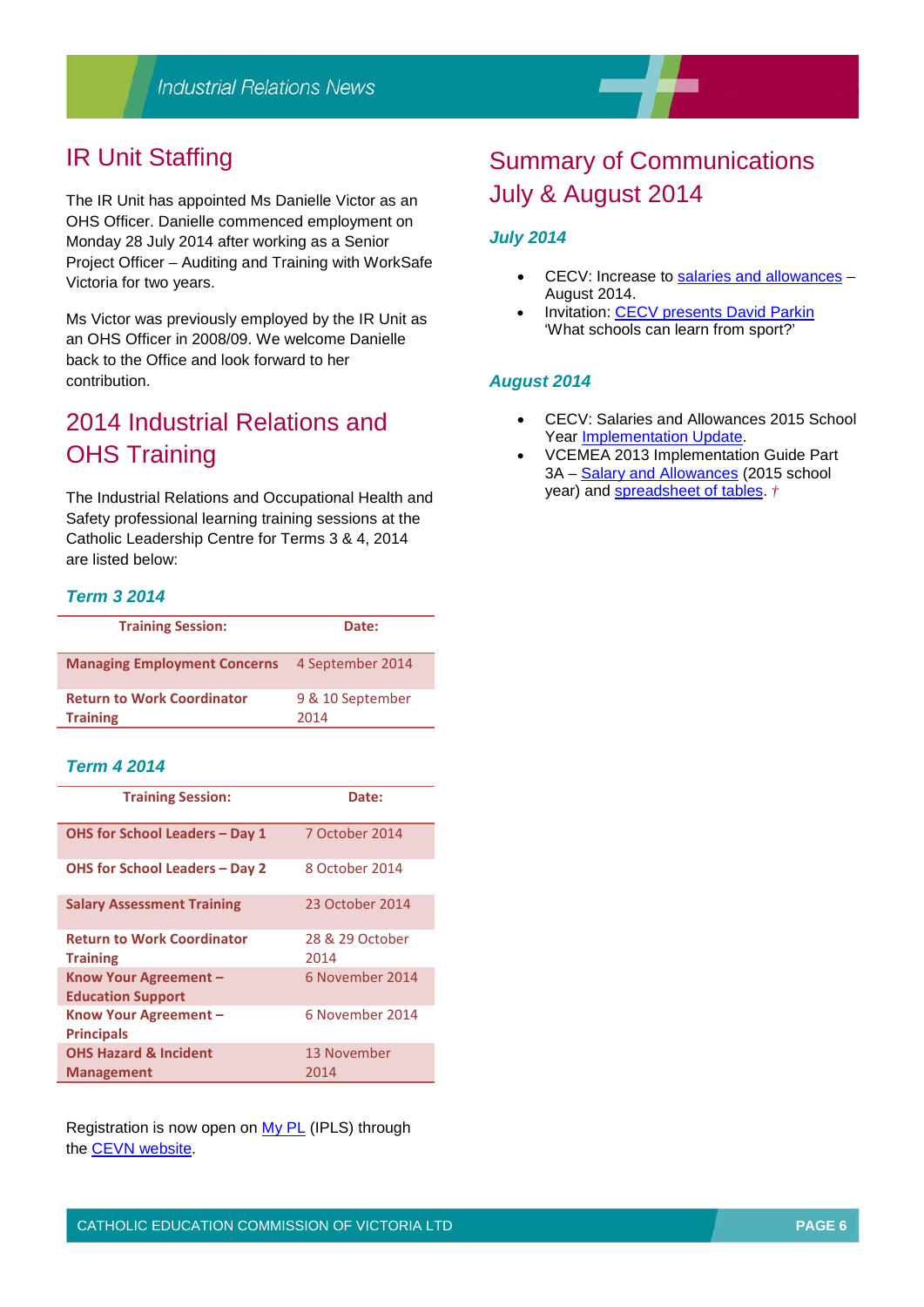## IR Unit Staffing

The IR Unit has appointed Ms Danielle Victor as an OHS Officer. Danielle commenced employment on Monday 28 July 2014 after working as a Senior Project Officer – Auditing and Training with WorkSafe Victoria for two years.

Ms Victor was previously employed by the IR Unit as an OHS Officer in 2008/09. We welcome Danielle back to the Office and look forward to her contribution.

## 2014 Industrial Relations and OHS Training

The Industrial Relations and Occupational Health and Safety professional learning training sessions at the Catholic Leadership Centre for Terms 3 & 4, 2014 are listed below:

### *Term 3 2014*

| Training Session: | Date: |
|---|---|
| **Managing Employment Concerns** | 4 September 2014 |
| **Return to Work Coordinator Training** | 9 & 10 September 2014 |

### *Term 4 2014*

| Training Session: | Date: |
|---|---|
| **OHS for School Leaders – Day 1** | 7 October 2014 |
| **OHS for School Leaders – Day 2** | 8 October 2014 |
| **Salary Assessment Training** | 23 October 2014 |
| **Return to Work Coordinator Training** | 28 & 29 October 2014 |
| **Know Your Agreement – Education Support** | 6 November 2014 |
| **Know Your Agreement – Principals** | 6 November 2014 |
| **OHS Hazard & Incident Management** | 13 November 2014 |

Registration is now open on My PL (IPLS) through the CEVN website.

## Summary of Communications July & August 2014

### *July 2014*

- CECV: Increase to salaries and allowances – August 2014.
- Invitation: CECV presents David Parkin 'What schools can learn from sport?'

### *August 2014*

- CECV: Salaries and Allowances 2015 School Year Implementation Update.
- VCEMEA 2013 Implementation Guide Part 3A – Salary and Allowances (2015 school year) and spreadsheet of tables. †